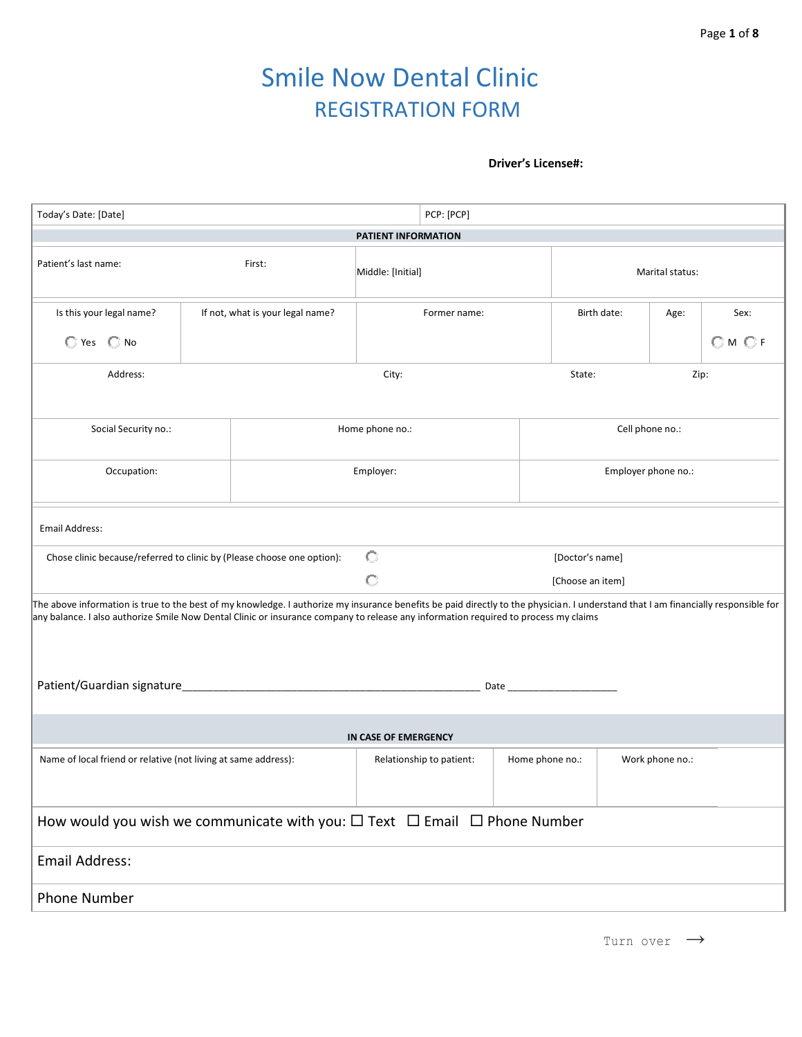# Smile Now Dental Clinic

## REGISTRATION FORM

**Driver's License#:**

| Today's Date: [Date] | PCP: [PCP] |
|---|---|

**PATIENT INFORMATION**

| Patient's last name: | First: | Middle: [Initial] | Marital status: |
|---|---|---|---|

| Is this your legal name? ◯ Yes ◯ No | If not, what is your legal name? | Former name: | Birth date: | Age: | Sex: ◯ M ◯ F |
|---|---|---|---|---|---|

| Address: | City: | State: | Zip: |
|---|---|---|---|

| Social Security no.: | Home phone no.: | Cell phone no.: |
|---|---|---|
| Occupation: | Employer: | Employer phone no.: |

Email Address:

Chose clinic because/referred to clinic by (Please choose one option):
◯ [Doctor's name]
◯ [Choose an item]

The above information is true to the best of my knowledge. I authorize my insurance benefits be paid directly to the physician. I understand that I am financially responsible for any balance. I also authorize Smile Now Dental Clinic or insurance company to release any information required to process my claims

Patient/Guardian signature_________________________________________________ Date ___________________

**IN CASE OF EMERGENCY**

| Name of local friend or relative (not living at same address): | Relationship to patient: | Home phone no.: | Work phone no.: |
|---|---|---|---|

How would you wish we communicate with you: ☐ Text ☐ Email ☐ Phone Number

Email Address:

Phone Number

Turn over →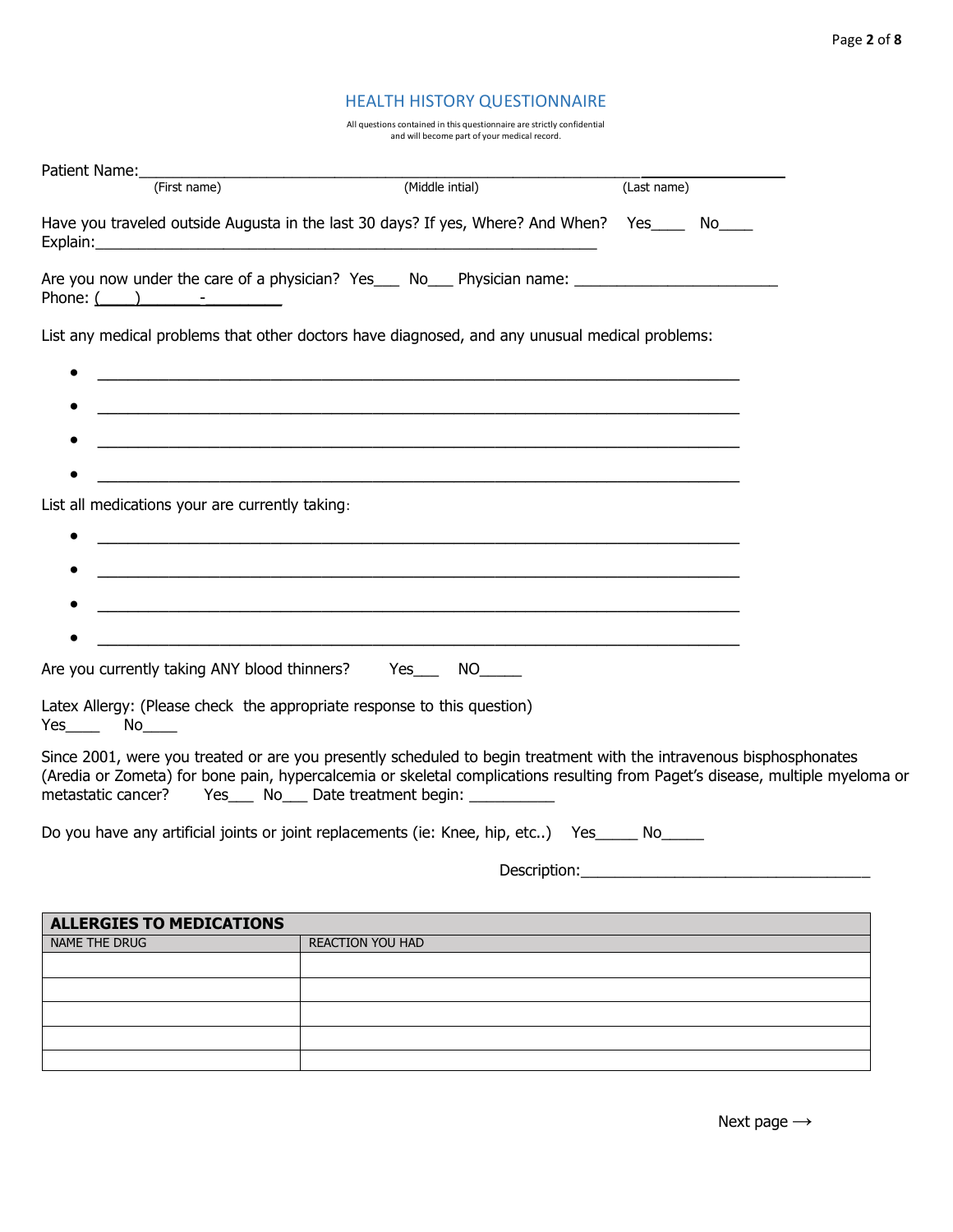## HEALTH HISTORY QUESTIONNAIRE

All questions contained in this questionnaire are strictly confidential and will become part of your medical record.

Patient Name:\_\_\_\_\_\_\_\_\_\_\_\_\_\_\_\_\_\_\_\_\_\_\_\_\_\_\_\_\_\_\_\_\_\_\_\_\_\_\_\_\_\_\_\_\_\_\_\_\_\_\_\_\_\_\_\_\_\_\_\_\_\_\_\_\_\_\_\_\_\_\_\_
(First name) (Middle intial) (Last name)

Have you traveled outside Augusta in the last 30 days? If yes, Where? And When? Yes\_\_\_\_ No\_\_\_\_
Explain:\_\_\_\_\_\_\_\_\_\_\_\_\_\_\_\_\_\_\_\_\_\_\_\_\_\_\_\_\_\_\_\_\_\_\_\_\_\_\_\_\_\_\_\_\_\_\_\_\_\_\_\_\_\_\_\_\_\_\_\_

Are you now under the care of a physician? Yes\_\_\_ No\_\_\_ Physician name: \_\_\_\_\_\_\_\_\_\_\_\_\_\_\_\_\_\_\_\_\_\_\_\_
Phone: (\_\_\_\_) \_\_\_\_\_\_\_-\_\_\_\_\_\_\_\_\_

List any medical problems that other doctors have diagnosed, and any unusual medical problems:

- \_\_\_\_\_\_\_\_\_\_\_\_\_\_\_\_\_\_\_\_\_\_\_\_\_\_\_\_\_\_\_\_\_\_\_\_\_\_\_\_\_\_\_\_\_\_\_\_\_\_\_\_\_\_\_\_\_\_\_\_\_\_\_\_\_\_\_\_\_\_\_\_
- \_\_\_\_\_\_\_\_\_\_\_\_\_\_\_\_\_\_\_\_\_\_\_\_\_\_\_\_\_\_\_\_\_\_\_\_\_\_\_\_\_\_\_\_\_\_\_\_\_\_\_\_\_\_\_\_\_\_\_\_\_\_\_\_\_\_\_\_\_\_\_\_
- \_\_\_\_\_\_\_\_\_\_\_\_\_\_\_\_\_\_\_\_\_\_\_\_\_\_\_\_\_\_\_\_\_\_\_\_\_\_\_\_\_\_\_\_\_\_\_\_\_\_\_\_\_\_\_\_\_\_\_\_\_\_\_\_\_\_\_\_\_\_\_\_
- \_\_\_\_\_\_\_\_\_\_\_\_\_\_\_\_\_\_\_\_\_\_\_\_\_\_\_\_\_\_\_\_\_\_\_\_\_\_\_\_\_\_\_\_\_\_\_\_\_\_\_\_\_\_\_\_\_\_\_\_\_\_\_\_\_\_\_\_\_\_\_\_

List all medications your are currently taking:

- \_\_\_\_\_\_\_\_\_\_\_\_\_\_\_\_\_\_\_\_\_\_\_\_\_\_\_\_\_\_\_\_\_\_\_\_\_\_\_\_\_\_\_\_\_\_\_\_\_\_\_\_\_\_\_\_\_\_\_\_\_\_\_\_\_\_\_\_\_\_\_\_
- \_\_\_\_\_\_\_\_\_\_\_\_\_\_\_\_\_\_\_\_\_\_\_\_\_\_\_\_\_\_\_\_\_\_\_\_\_\_\_\_\_\_\_\_\_\_\_\_\_\_\_\_\_\_\_\_\_\_\_\_\_\_\_\_\_\_\_\_\_\_\_\_
- \_\_\_\_\_\_\_\_\_\_\_\_\_\_\_\_\_\_\_\_\_\_\_\_\_\_\_\_\_\_\_\_\_\_\_\_\_\_\_\_\_\_\_\_\_\_\_\_\_\_\_\_\_\_\_\_\_\_\_\_\_\_\_\_\_\_\_\_\_\_\_\_
- \_\_\_\_\_\_\_\_\_\_\_\_\_\_\_\_\_\_\_\_\_\_\_\_\_\_\_\_\_\_\_\_\_\_\_\_\_\_\_\_\_\_\_\_\_\_\_\_\_\_\_\_\_\_\_\_\_\_\_\_\_\_\_\_\_\_\_\_\_\_\_\_

Are you currently taking ANY blood thinners? Yes\_\_\_ NO\_\_\_\_\_

Latex Allergy: (Please check the appropriate response to this question)
Yes\_\_\_\_ No\_\_\_\_

Since 2001, were you treated or are you presently scheduled to begin treatment with the intravenous bisphosphonates (Aredia or Zometa) for bone pain, hypercalcemia or skeletal complications resulting from Paget's disease, multiple myeloma or metastatic cancer? Yes\_\_\_ No\_\_\_ Date treatment begin: \_\_\_\_\_\_\_\_\_\_

Do you have any artificial joints or joint replacements (ie: Knee, hip, etc..) Yes\_\_\_\_\_ No\_\_\_\_\_

Description:\_\_\_\_\_\_\_\_\_\_\_\_\_\_\_\_\_\_\_\_\_\_\_\_\_\_\_\_\_\_\_\_\_\_\_\_

| ALLERGIES TO MEDICATIONS | |
|---|---|
| NAME THE DRUG | REACTION YOU HAD |
| | |
| | |
| | |
| | |
| | |

Next page ⟶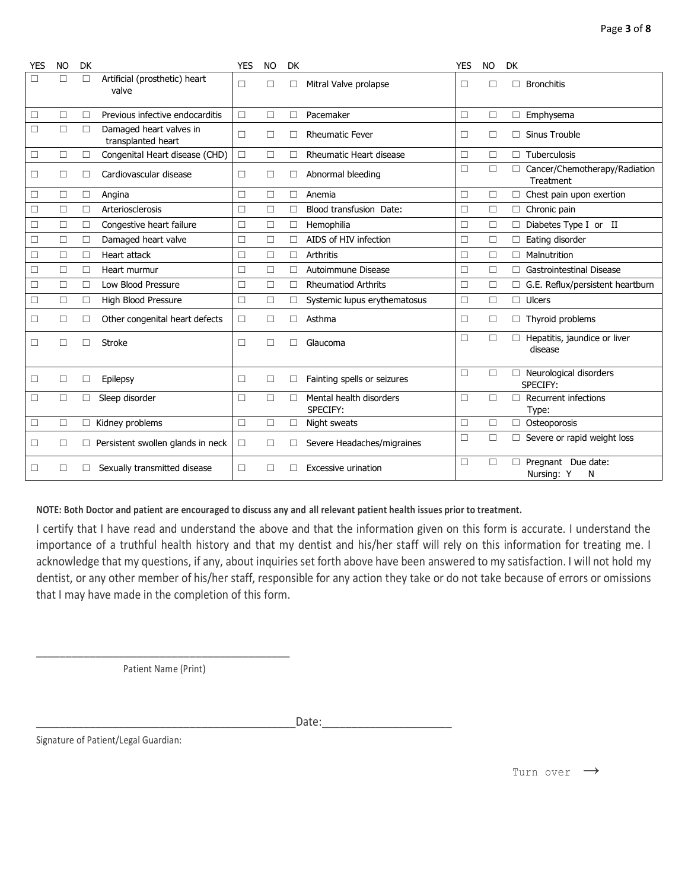| YES | NO | DK | | YES | NO | DK | | YES | NO | DK | |
|---|---|---|---|---|---|---|---|---|---|---|---|
| ☐ | ☐ | ☐ | Artificial (prosthetic) heart valve | ☐ | ☐ | ☐ | Mitral Valve prolapse | ☐ | ☐ | ☐ | Bronchitis |
| ☐ | ☐ | ☐ | Previous infective endocarditis | ☐ | ☐ | ☐ | Pacemaker | ☐ | ☐ | ☐ | Emphysema |
| ☐ | ☐ | ☐ | Damaged heart valves in transplanted heart | ☐ | ☐ | ☐ | Rheumatic Fever | ☐ | ☐ | ☐ | Sinus Trouble |
| ☐ | ☐ | ☐ | Congenital Heart disease (CHD) | ☐ | ☐ | ☐ | Rheumatic Heart disease | ☐ | ☐ | ☐ | Tuberculosis |
| ☐ | ☐ | ☐ | Cardiovascular disease | ☐ | ☐ | ☐ | Abnormal bleeding | ☐ | ☐ | ☐ | Cancer/Chemotherapy/Radiation Treatment |
| ☐ | ☐ | ☐ | Angina | ☐ | ☐ | ☐ | Anemia | ☐ | ☐ | ☐ | Chest pain upon exertion |
| ☐ | ☐ | ☐ | Arteriosclerosis | ☐ | ☐ | ☐ | Blood transfusion Date: | ☐ | ☐ | ☐ | Chronic pain |
| ☐ | ☐ | ☐ | Congestive heart failure | ☐ | ☐ | ☐ | Hemophilia | ☐ | ☐ | ☐ | Diabetes Type I or II |
| ☐ | ☐ | ☐ | Damaged heart valve | ☐ | ☐ | ☐ | AIDS of HIV infection | ☐ | ☐ | ☐ | Eating disorder |
| ☐ | ☐ | ☐ | Heart attack | ☐ | ☐ | ☐ | Arthritis | ☐ | ☐ | ☐ | Malnutrition |
| ☐ | ☐ | ☐ | Heart murmur | ☐ | ☐ | ☐ | Autoimmune Disease | ☐ | ☐ | ☐ | Gastrointestinal Disease |
| ☐ | ☐ | ☐ | Low Blood Pressure | ☐ | ☐ | ☐ | Rheumatiod Arthrits | ☐ | ☐ | ☐ | G.E. Reflux/persistent heartburn |
| ☐ | ☐ | ☐ | High Blood Pressure | ☐ | ☐ | ☐ | Systemic lupus erythematosus | ☐ | ☐ | ☐ | Ulcers |
| ☐ | ☐ | ☐ | Other congenital heart defects | ☐ | ☐ | ☐ | Asthma | ☐ | ☐ | ☐ | Thyroid problems |
| ☐ | ☐ | ☐ | Stroke | ☐ | ☐ | ☐ | Glaucoma | ☐ | ☐ | ☐ | Hepatitis, jaundice or liver disease |
| ☐ | ☐ | ☐ | Epilepsy | ☐ | ☐ | ☐ | Fainting spells or seizures | ☐ | ☐ | ☐ | Neurological disorders SPECIFY: |
| ☐ | ☐ | ☐ | Sleep disorder | ☐ | ☐ | ☐ | Mental health disorders SPECIFY: | ☐ | ☐ | ☐ | Recurrent infections Type: |
| ☐ | ☐ | ☐ | Kidney problems | ☐ | ☐ | ☐ | Night sweats | ☐ | ☐ | ☐ | Osteoporosis |
| ☐ | ☐ | ☐ | Persistent swollen glands in neck | ☐ | ☐ | ☐ | Severe Headaches/migraines | ☐ | ☐ | ☐ | Severe or rapid weight loss |
| ☐ | ☐ | ☐ | Sexually transmitted disease | ☐ | ☐ | ☐ | Excessive urination | ☐ | ☐ | ☐ | Pregnant Due date: Nursing: Y N |

**NOTE: Both Doctor and patient are encouraged to discuss any and all relevant patient health issues prior to treatment.**

I certify that I have read and understand the above and that the information given on this form is accurate. I understand the importance of a truthful health history and that my dentist and his/her staff will rely on this information for treating me. I acknowledge that my questions, if any, about inquiries set forth above have been answered to my satisfaction. I will not hold my dentist, or any other member of his/her staff, responsible for any action they take or do not take because of errors or omissions that I may have made in the completion of this form.

\_\_\_\_\_\_\_\_\_\_\_\_\_\_\_\_\_\_\_\_\_\_\_\_\_\_\_\_\_\_\_\_\_\_\_\_\_\_\_\_\_\_\_\_

Patient Name (Print)

\_\_\_\_\_\_\_\_\_\_\_\_\_\_\_\_\_\_\_\_\_\_\_\_\_\_\_\_\_\_\_\_\_\_\_\_\_\_\_\_\_\_\_\_Date:\_\_\_\_\_\_\_\_\_\_\_\_\_\_\_\_\_\_\_\_\_\_

Signature of Patient/Legal Guardian:

Turn over →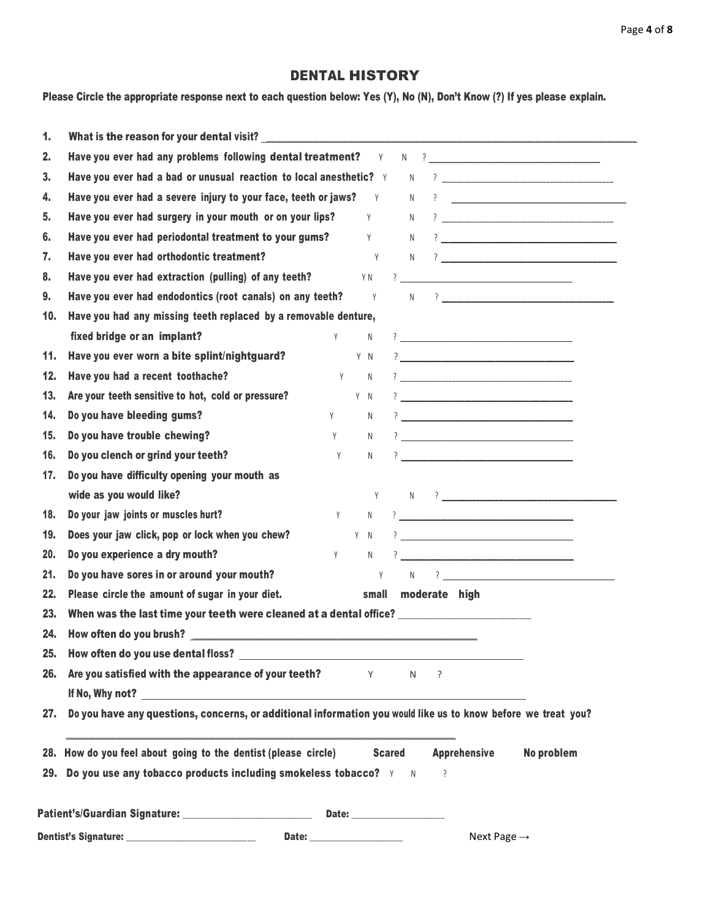## DENTAL HISTORY

**Please Circle the appropriate response next to each question below: Yes (Y), No (N), Don't Know (?) If yes please explain.**

1. **What is the reason for your dental visit?** ______________________________
2. **Have you ever had any problems following dental treatment?** Y N ? ______________________________
3. **Have you ever had a bad or unusual reaction to local anesthetic?** Y N ? ______________________________
4. **Have you ever had a severe injury to your face, teeth or jaws?** Y N ? ______________________________
5. **Have you ever had surgery in your mouth or on your lips?** Y N ? ______________________________
6. **Have you ever had periodontal treatment to your gums?** Y N ? ______________________________
7. **Have you ever had orthodontic treatment?** Y N ? ______________________________
8. **Have you ever had extraction (pulling) of any teeth?** Y N ? ______________________________
9. **Have you ever had endodontics (root canals) on any teeth?** Y N ? ______________________________
10. **Have you had any missing teeth replaced by a removable denture, fixed bridge or an implant?** Y N ? ______________________________
11. **Have you ever worn a bite splint/nightguard?** Y N ? ______________________________
12. **Have you had a recent toothache?** Y N ? ______________________________
13. **Are your teeth sensitive to hot, cold or pressure?** Y N ? ______________________________
14. **Do you have bleeding gums?** Y N ? ______________________________
15. **Do you have trouble chewing?** Y N ? ______________________________
16. **Do you clench or grind your teeth?** Y N ? ______________________________
17. **Do you have difficulty opening your mouth as wide as you would like?** Y N ? ______________________________
18. **Do your jaw joints or muscles hurt?** Y N ? ______________________________
19. **Does your jaw click, pop or lock when you chew?** Y N ? ______________________________
20. **Do you experience a dry mouth?** Y N ? ______________________________
21. **Do you have sores in or around your mouth?** Y N ? ______________________________
22. **Please circle the amount of sugar in your diet.** **small moderate high**
23. **When was the last time your teeth were cleaned at a dental office?** ______________________________
24. **How often do you brush?** ______________________________
25. **How often do you use dental floss?** ______________________________
26. **Are you satisfied with the appearance of your teeth?** Y N ?
    **If No, Why not?** ______________________________
27. **Do you have any questions, concerns, or additional information you would like us to know before we treat you?**
    ______________________________
28. **How do you feel about going to the dentist (please circle)** **Scared** **Apprehensive** **No problem**
29. **Do you use any tobacco products including smokeless tobacco?** Y N ?

**Patient's/Guardian Signature:** ______________________ **Date:** ________________

**Dentist's Signature:** ______________________ **Date:** ________________

Next Page →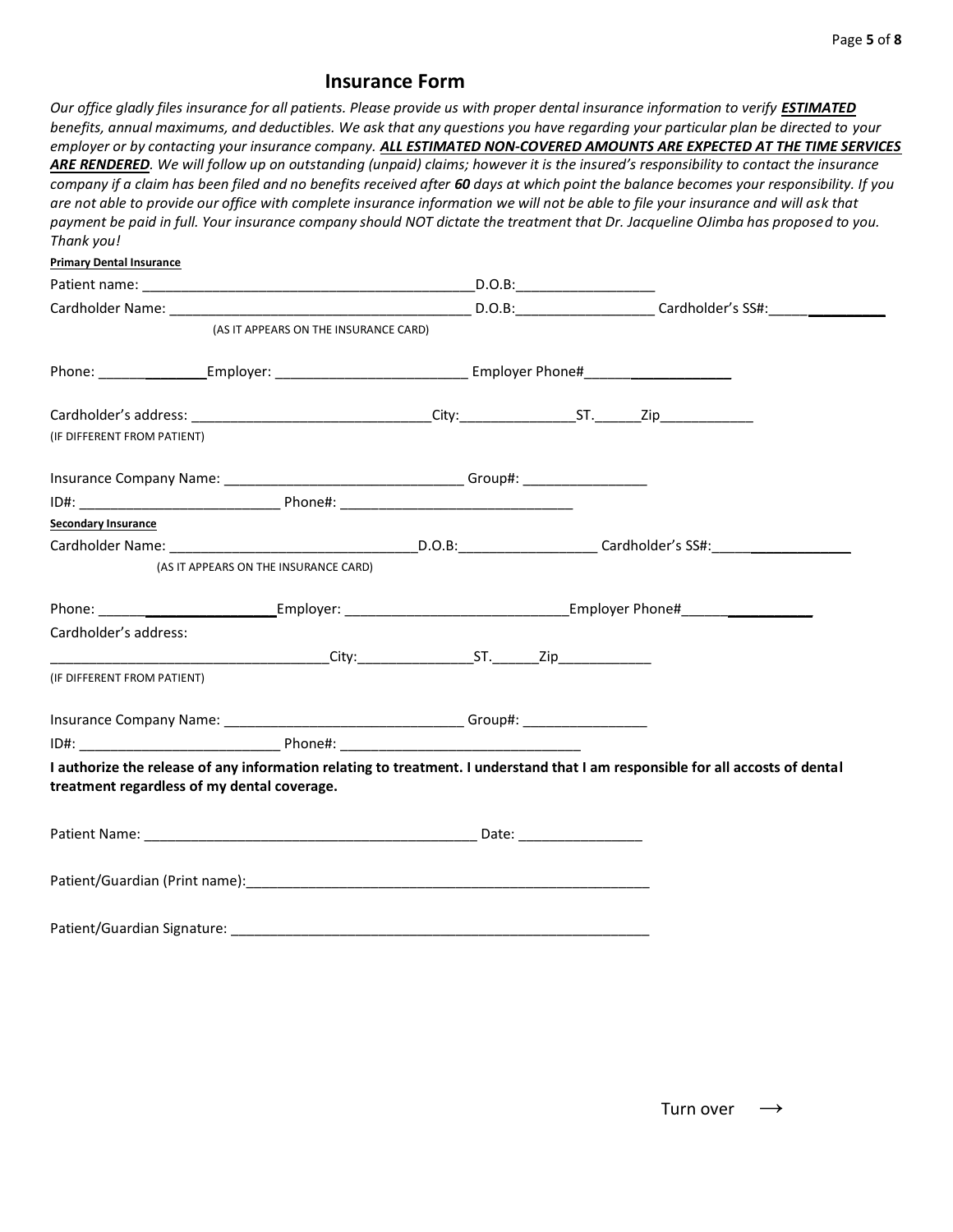# Insurance Form

*Our office gladly files insurance for all patients. Please provide us with proper dental insurance information to verify* ***ESTIMATED*** *benefits, annual maximums, and deductibles. We ask that any questions you have regarding your particular plan be directed to your employer or by contacting your insurance company.* ***ALL ESTIMATED NON-COVERED AMOUNTS ARE EXPECTED AT THE TIME SERVICES ARE RENDERED****. We will follow up on outstanding (unpaid) claims; however it is the insured's responsibility to contact the insurance company if a claim has been filed and no benefits received after* ***60*** *days at which point the balance becomes your responsibility. If you are not able to provide our office with complete insurance information we will not be able to file your insurance and will ask that payment be paid in full. Your insurance company should NOT dictate the treatment that Dr. Jacqueline OJimba has proposed to you. Thank you!*

**Primary Dental Insurance**

Patient name: ___________________________________________D.O.B:__________________

Cardholder Name: _______________________________________ D.O.B:__________________ Cardholder's SS#:_______________

(AS IT APPEARS ON THE INSURANCE CARD)

Phone: ______________Employer: _________________________ Employer Phone#___________________

Cardholder's address: _______________________________City:_______________ST.______Zip____________

(IF DIFFERENT FROM PATIENT)

Insurance Company Name: _______________________________ Group#: ________________

ID#: _________________________ Phone#: ______________________________

**Secondary Insurance**

Cardholder Name: _______________________________D.O.B:__________________ Cardholder's SS#:__________________

(AS IT APPEARS ON THE INSURANCE CARD)

Phone: ______________________Employer: ____________________________Employer Phone#________________

Cardholder's address:

___________________________________City:_______________ST.______Zip____________

(IF DIFFERENT FROM PATIENT)

Insurance Company Name: _______________________________ Group#: ________________

ID#: _________________________ Phone#: _______________________________

**I authorize the release of any information relating to treatment. I understand that I am responsible for all accosts of dental treatment regardless of my dental coverage.**

Patient Name: ___________________________________________ Date: ________________

Patient/Guardian (Print name):_____________________________________________________

Patient/Guardian Signature: _______________________________________________________

Turn over →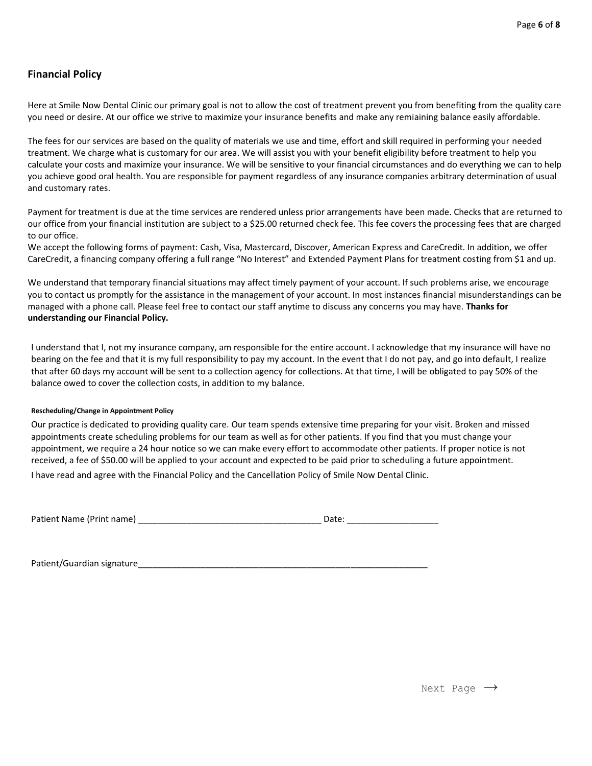## Financial Policy

Here at Smile Now Dental Clinic our primary goal is not to allow the cost of treatment prevent you from benefiting from the quality care you need or desire. At our office we strive to maximize your insurance benefits and make any remiaining balance easily affordable.

The fees for our services are based on the quality of materials we use and time, effort and skill required in performing your needed treatment. We charge what is customary for our area. We will assist you with your benefit eligibility before treatment to help you calculate your costs and maximize your insurance. We will be sensitive to your financial circumstances and do everything we can to help you achieve good oral health. You are responsible for payment regardless of any insurance companies arbitrary determination of usual and customary rates.

Payment for treatment is due at the time services are rendered unless prior arrangements have been made. Checks that are returned to our office from your financial institution are subject to a $25.00 returned check fee. This fee covers the processing fees that are charged to our office.
We accept the following forms of payment: Cash, Visa, Mastercard, Discover, American Express and CareCredit. In addition, we offer CareCredit, a financing company offering a full range "No Interest" and Extended Payment Plans for treatment costing from $1 and up.

We understand that temporary financial situations may affect timely payment of your account. If such problems arise, we encourage you to contact us promptly for the assistance in the management of your account. In most instances financial misunderstandings can be managed with a phone call. Please feel free to contact our staff anytime to discuss any concerns you may have. **Thanks for understanding our Financial Policy.**

I understand that I, not my insurance company, am responsible for the entire account. I acknowledge that my insurance will have no bearing on the fee and that it is my full responsibility to pay my account. In the event that I do not pay, and go into default, I realize that after 60 days my account will be sent to a collection agency for collections. At that time, I will be obligated to pay 50% of the balance owed to cover the collection costs, in addition to my balance.

##### Rescheduling/Change in Appointment Policy

Our practice is dedicated to providing quality care. Our team spends extensive time preparing for your visit. Broken and missed appointments create scheduling problems for our team as well as for other patients. If you find that you must change your appointment, we require a 24 hour notice so we can make every effort to accommodate other patients. If proper notice is not received, a fee of $50.00 will be applied to your account and expected to be paid prior to scheduling a future appointment.

I have read and agree with the Financial Policy and the Cancellation Policy of Smile Now Dental Clinic.

Patient Name (Print name) ______________________________________ Date: ___________________

Patient/Guardian signature_________________________________________________________________

Next Page →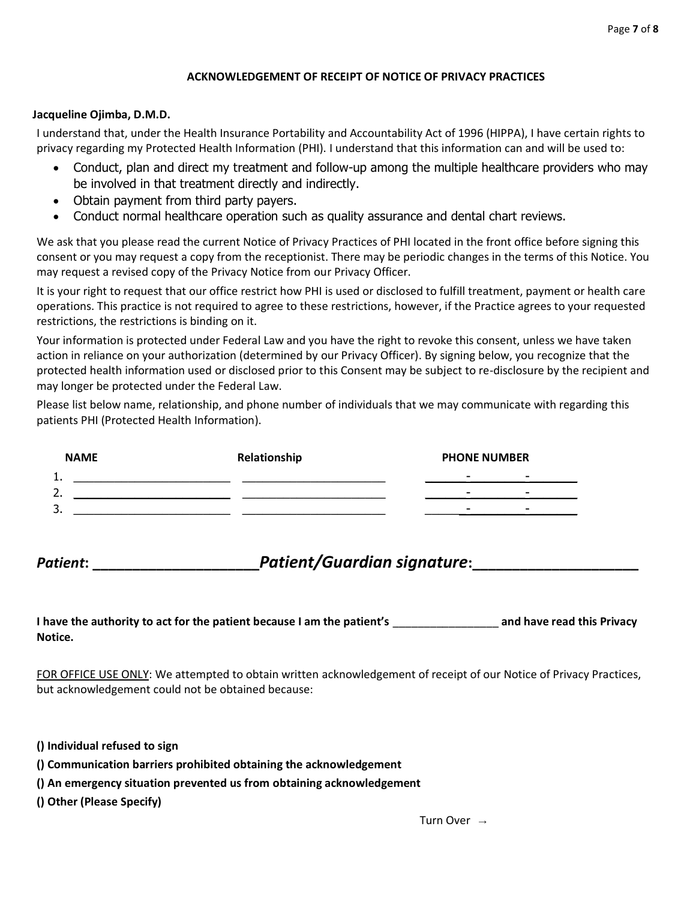## ACKNOWLEDGEMENT OF RECEIPT OF NOTICE OF PRIVACY PRACTICES

**Jacqueline Ojimba, D.M.D.**

I understand that, under the Health Insurance Portability and Accountability Act of 1996 (HIPPA), I have certain rights to privacy regarding my Protected Health Information (PHI). I understand that this information can and will be used to:

- Conduct, plan and direct my treatment and follow-up among the multiple healthcare providers who may be involved in that treatment directly and indirectly.
- Obtain payment from third party payers.
- Conduct normal healthcare operation such as quality assurance and dental chart reviews.

We ask that you please read the current Notice of Privacy Practices of PHI located in the front office before signing this consent or you may request a copy from the receptionist. There may be periodic changes in the terms of this Notice. You may request a revised copy of the Privacy Notice from our Privacy Officer.

It is your right to request that our office restrict how PHI is used or disclosed to fulfill treatment, payment or health care operations. This practice is not required to agree to these restrictions, however, if the Practice agrees to your requested restrictions, the restrictions is binding on it.

Your information is protected under Federal Law and you have the right to revoke this consent, unless we have taken action in reliance on your authorization (determined by our Privacy Officer). By signing below, you recognize that the protected health information used or disclosed prior to this Consent may be subject to re-disclosure by the recipient and may longer be protected under the Federal Law.

Please list below name, relationship, and phone number of individuals that we may communicate with regarding this patients PHI (Protected Health Information).

| | NAME | Relationship | PHONE NUMBER |
|---|---|---|---|
| 1. | ________________________ | ______________________ | ______-__________-________ |
| 2. | ________________________ | ______________________ | ______-__________-________ |
| 3. | ________________________ | ______________________ | ______-__________-________ |

***Patient*: ____________________ *Patient/Guardian signature*: ____________________**

**I have the authority to act for the patient because I am the patient's** _________________ **and have read this Privacy Notice.**

FOR OFFICE USE ONLY: We attempted to obtain written acknowledgement of receipt of our Notice of Privacy Practices, but acknowledgement could not be obtained because:

**() Individual refused to sign**

**() Communication barriers prohibited obtaining the acknowledgement**

**() An emergency situation prevented us from obtaining acknowledgement**

**() Other (Please Specify)**

Turn Over →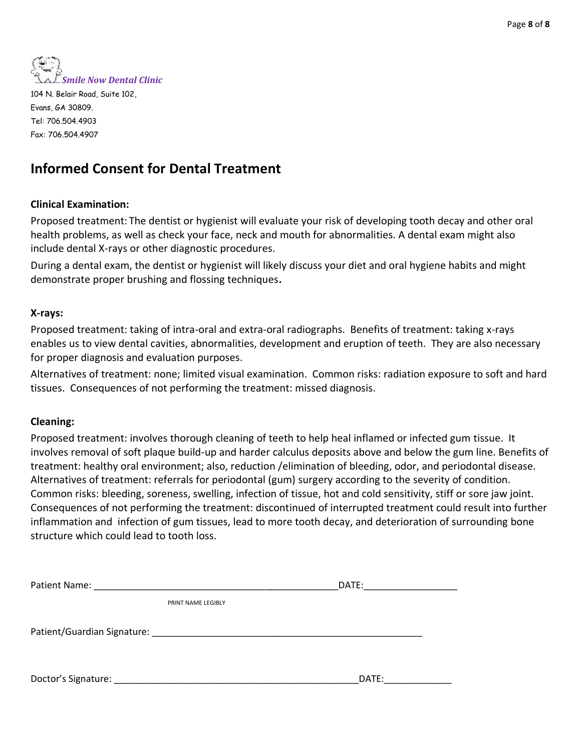*Smile Now Dental Clinic*

104 N. Belair Road, Suite 102,
Evans, GA 30809.
Tel: 706.504.4903
Fax: 706.504.4907

## Informed Consent for Dental Treatment

**Clinical Examination:**

Proposed treatment: The dentist or hygienist will evaluate your risk of developing tooth decay and other oral health problems, as well as check your face, neck and mouth for abnormalities. A dental exam might also include dental X-rays or other diagnostic procedures.

During a dental exam, the dentist or hygienist will likely discuss your diet and oral hygiene habits and might demonstrate proper brushing and flossing techniques**.**

**X-rays:**

Proposed treatment: taking of intra-oral and extra-oral radiographs. Benefits of treatment: taking x-rays enables us to view dental cavities, abnormalities, development and eruption of teeth. They are also necessary for proper diagnosis and evaluation purposes.

Alternatives of treatment: none; limited visual examination. Common risks: radiation exposure to soft and hard tissues. Consequences of not performing the treatment: missed diagnosis.

**Cleaning:**

Proposed treatment: involves thorough cleaning of teeth to help heal inflamed or infected gum tissue. It involves removal of soft plaque build-up and harder calculus deposits above and below the gum line. Benefits of treatment: healthy oral environment; also, reduction /elimination of bleeding, odor, and periodontal disease. Alternatives of treatment: referrals for periodontal (gum) surgery according to the severity of condition. Common risks: bleeding, soreness, swelling, infection of tissue, hot and cold sensitivity, stiff or sore jaw joint. Consequences of not performing the treatment: discontinued of interrupted treatment could result into further inflammation and infection of gum tissues, lead to more tooth decay, and deterioration of surrounding bone structure which could lead to tooth loss.

Patient Name: _______________________________________________ DATE:_________________

PRINT NAME LEGIBLY

Patient/Guardian Signature: ____________________________________________________

Doctor's Signature: _______________________________________________ DATE:____________